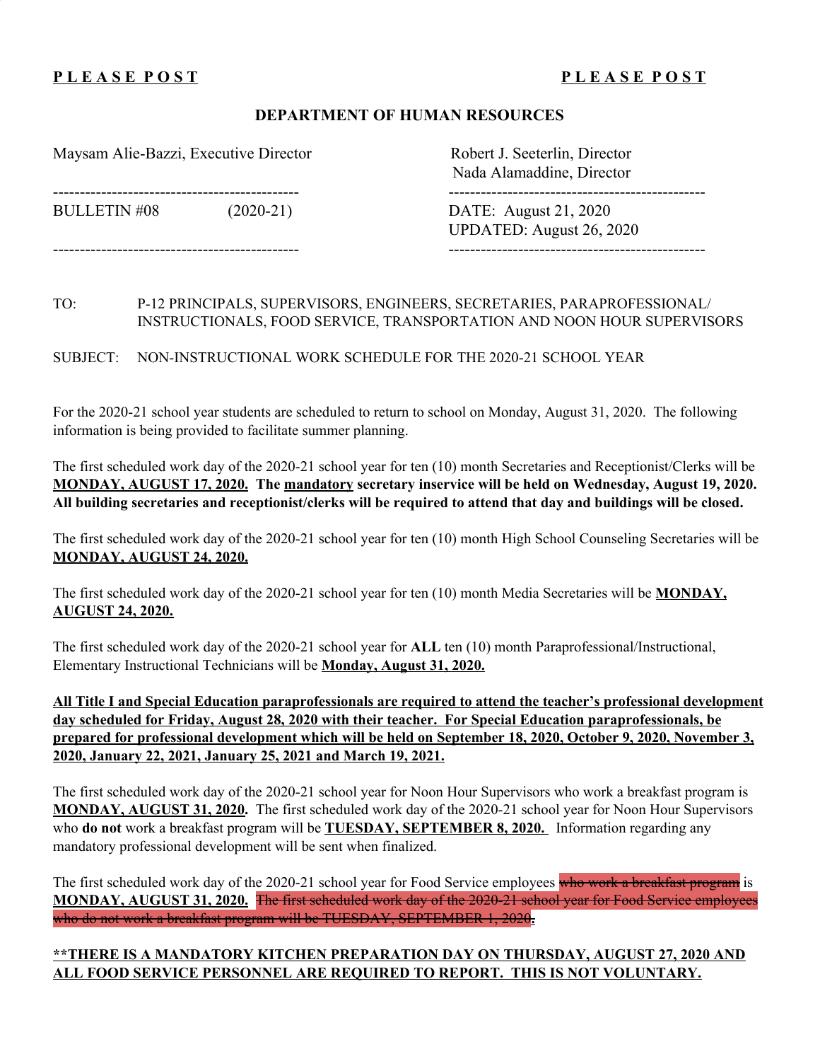**P L E A S E  P O S T** **P L E A S E  P O S T**

## DEPARTMENT OF HUMAN RESOURCES

Maysam Alie-Bazzi, Executive Director

Robert J. Seeterlin, Director
Nada Alamaddine, Director

BULLETIN #08 (2020-21)

DATE: August 21, 2020
UPDATED: August 26, 2020

TO: P-12 PRINCIPALS, SUPERVISORS, ENGINEERS, SECRETARIES, PARAPROFESSIONAL/ INSTRUCTIONALS, FOOD SERVICE, TRANSPORTATION AND NOON HOUR SUPERVISORS

SUBJECT: NON-INSTRUCTIONAL WORK SCHEDULE FOR THE 2020-21 SCHOOL YEAR

For the 2020-21 school year students are scheduled to return to school on Monday, August 31, 2020. The following information is being provided to facilitate summer planning.

The first scheduled work day of the 2020-21 school year for ten (10) month Secretaries and Receptionist/Clerks will be **MONDAY, AUGUST 17, 2020. The mandatory secretary inservice will be held on Wednesday, August 19, 2020. All building secretaries and receptionist/clerks will be required to attend that day and buildings will be closed.**

The first scheduled work day of the 2020-21 school year for ten (10) month High School Counseling Secretaries will be **MONDAY, AUGUST 24, 2020.**

The first scheduled work day of the 2020-21 school year for ten (10) month Media Secretaries will be **MONDAY, AUGUST 24, 2020.**

The first scheduled work day of the 2020-21 school year for **ALL** ten (10) month Paraprofessional/Instructional, Elementary Instructional Technicians will be **Monday, August 31, 2020.**

**All Title I and Special Education paraprofessionals are required to attend the teacher's professional development day scheduled for Friday, August 28, 2020 with their teacher. For Special Education paraprofessionals, be prepared for professional development which will be held on September 18, 2020, October 9, 2020, November 3, 2020, January 22, 2021, January 25, 2021 and March 19, 2021.**

The first scheduled work day of the 2020-21 school year for Noon Hour Supervisors who work a breakfast program is **MONDAY, AUGUST 31, 2020.** The first scheduled work day of the 2020-21 school year for Noon Hour Supervisors who **do not** work a breakfast program will be **TUESDAY, SEPTEMBER 8, 2020.** Information regarding any mandatory professional development will be sent when finalized.

The first scheduled work day of the 2020-21 school year for Food Service employees ~~who work a breakfast program~~ is **MONDAY, AUGUST 31, 2020.** ~~The first scheduled work day of the 2020-21 school year for Food Service employees who do not work a breakfast program will be TUESDAY, SEPTEMBER 1, 2020.~~

**\*\*THERE IS A MANDATORY KITCHEN PREPARATION DAY ON THURSDAY, AUGUST 27, 2020 AND ALL FOOD SERVICE PERSONNEL ARE REQUIRED TO REPORT. THIS IS NOT VOLUNTARY.**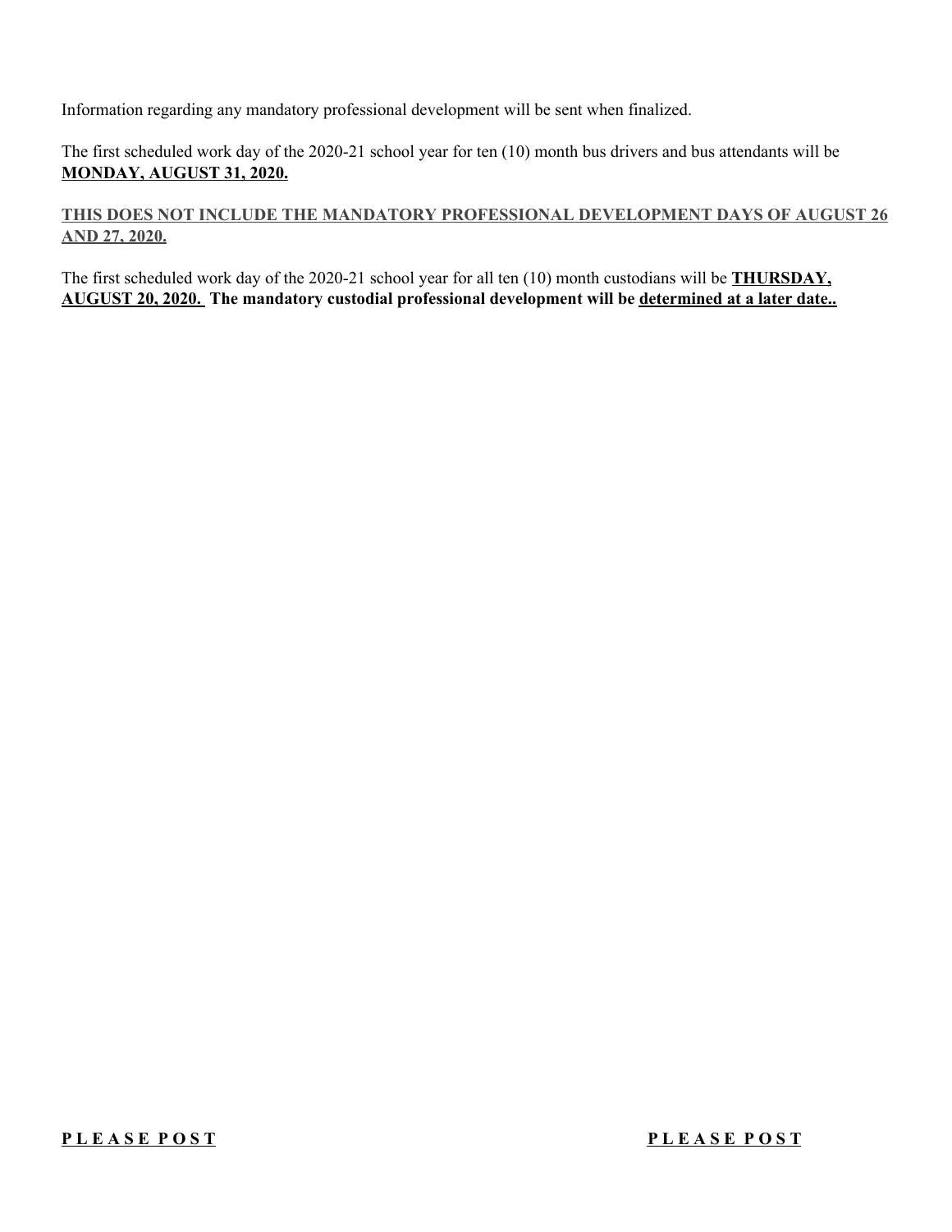Information regarding any mandatory professional development will be sent when finalized.

The first scheduled work day of the 2020-21 school year for ten (10) month bus drivers and bus attendants will be **MONDAY, AUGUST 31, 2020.**

**THIS DOES NOT INCLUDE THE MANDATORY PROFESSIONAL DEVELOPMENT DAYS OF AUGUST 26 AND 27, 2020.**

The first scheduled work day of the 2020-21 school year for all ten (10) month custodians will be **THURSDAY, AUGUST 20, 2020. The mandatory custodial professional development will be determined at a later date..**

**P L E A S E P O S T** **P L E A S E P O S T**